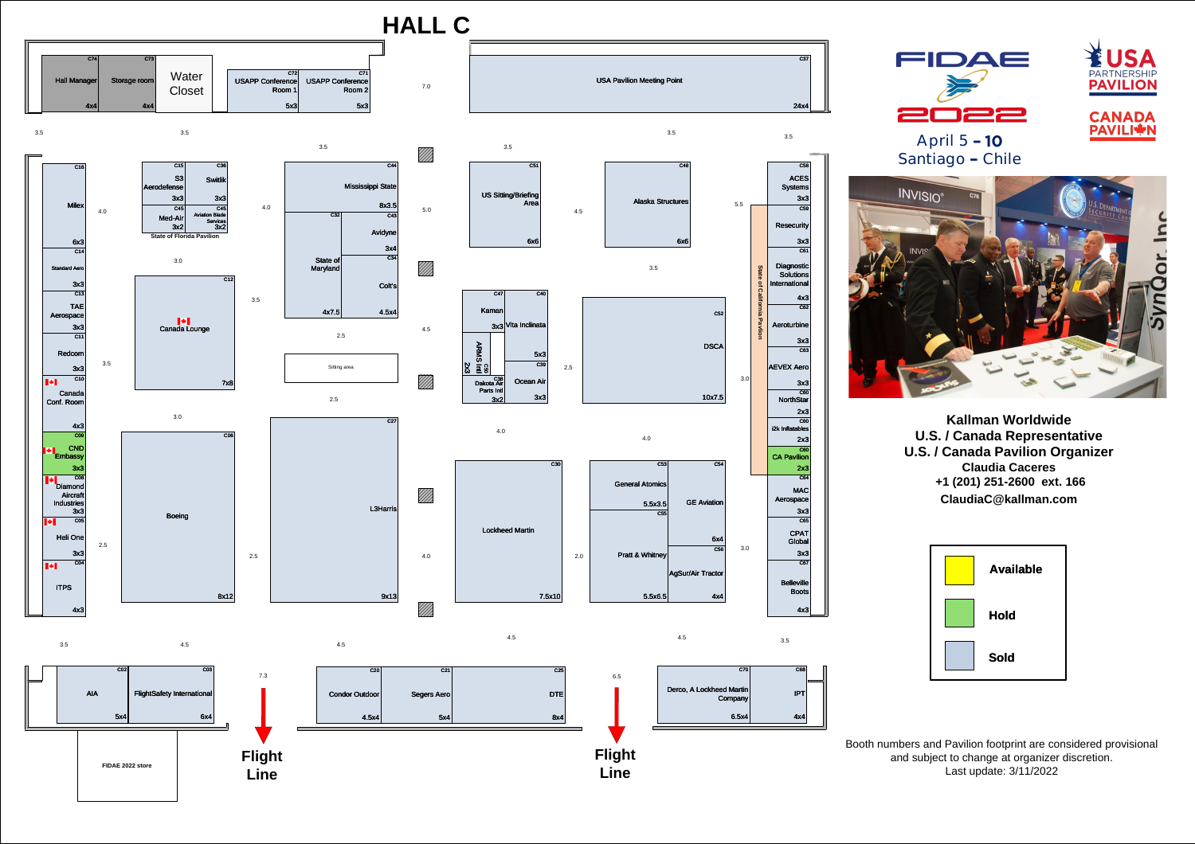# HALL C

**FIDAE 2022**

April 5 – 10
Santiago – Chile

USA PARTNERSHIP PAVILION

CANADA PAVILION

| Booth | Exhibitor | Size |
|---|---|---|
| C74 | Hall Manager | 4x4 |
| C73 | Storage room | 4x4 |
| | Water Closet | |
| C72 | USAPP Conference Room 1 | 5x3 |
| C71 | USAPP Conference Room 2 | 5x3 |
| C37 | USA Pavilion Meeting Point | 24x4 |
| C16 | Millex | 6x3 |
| C14 | Standard Aero | 3x3 |
| C13 | TAE Aerospace | 3x3 |
| C11 | Redcom | 3x3 |
| C10 | Canada Conf. Room | 4x3 |
| C09 | CND Embassy | 3x3 |
| C08 | Diamond Aircraft Industries | 3x3 |
| C05 | Heli One | 3x3 |
| C04 | ITPS | 4x3 |
| C15 | S3 Aerodefense | 3x3 |
| C36 | Switlik | 3x3 |
| C45 | Med-Air | 3x2 |
| C45 | Aviation Blade Services | 3x2 |
| | State of Florida Pavilion | |
| C12 | Canada Lounge | 7x8 |
| C06 | Boeing | 8x12 |
| C44 | Mississippi State | 8x3.5 |
| C43 | Avidyne | 3x4 |
| C32 | State of Maryland | 4x7.5 |
| C34 | Colt's | 4.5x4 |
| | Sitting area | |
| C27 | L3Harris | 9x13 |
| C51 | US Sitting/Briefing Area | 6x6 |
| C48 | Alaska Structures | 6x6 |
| C47 | Kaman | 3x3 |
| C40 | Vita Inclinata | 5x3 |
| C50 | ARMS Intl | 2x3 |
| C38 | Dakota Air Parts Intl | 3x2 |
| C39 | Ocean Air | 3x3 |
| C52 | DSCA | 10x7.5 |
| C30 | Lockheed Martin | 7.5x10 |
| C53 | General Atomics | 5.5x3.5 |
| C54 | GE Aviation | 6x4 |
| C55 | Pratt & Whitney | 5.5x6.5 |
| C56 | AgSur/Air Tractor | 4x4 |
| C58 | ACES Systems | 3x3 |
| C59 | Resecurity | 3x3 |
| C61 | Diagnostic Solutions International | 4x3 |
| C62 | Aeroturbine | 3x3 |
| C63 | AEVEX Aero | 3x3 |
| C60 | NorthStar | 2x3 |
| C60 | i2k Inflatables | 2x3 |
| C60 | CA Pavilion | 2x3 |
| C64 | MAC Aerospace | 3x3 |
| C65 | CPAT Global | 3x3 |
| C67 | Belleville Boots | 4x3 |
| | State of California Pavilion | |
| C02 | AIA | 5x4 |
| C03 | FlightSafety International | 6x4 |
| | FIDAE 2022 store | |
| C20 | Condor Outdoor | 4.5x4 |
| C21 | Segers Aero | 5x4 |
| C25 | DTE | 8x4 |
| C70 | Derco, A Lockheed Martin Company | 6.5x4 |
| C68 | IPT | 4x4 |

Flight Line

Flight Line

**Kallman Worldwide**
**U.S. / Canada Representative**
**U.S. / Canada Pavilion Organizer**
**Claudia Caceres**
**+1 (201) 251-2600 ext. 166**
**ClaudiaC@kallman.com**

| Legend |
|---|
| Available |
| Hold |
| Sold |

Booth numbers and Pavilion footprint are considered provisional and subject to change at organizer discretion.
Last update: 3/11/2022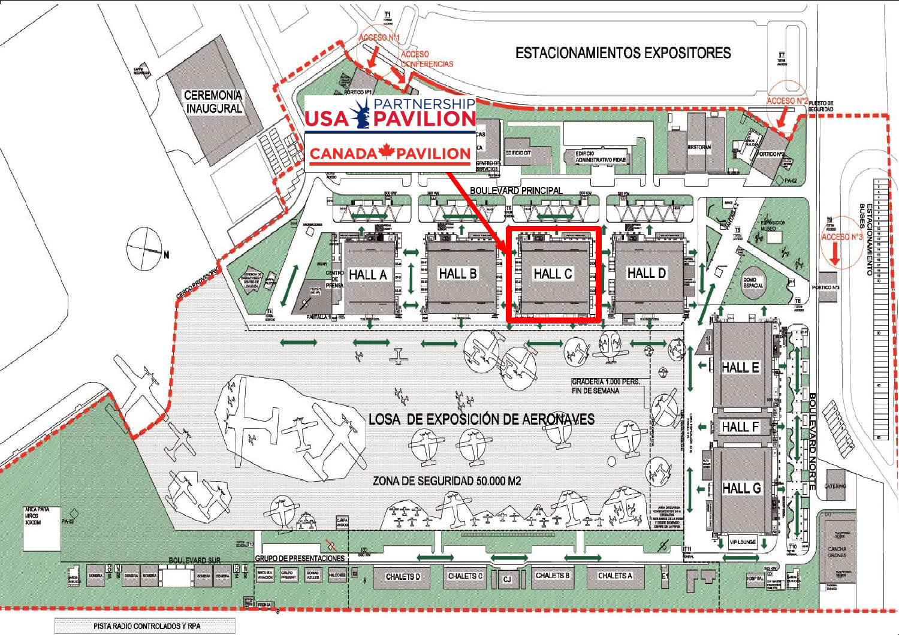USA PARTNERSHIP PAVILION

CANADA PAVILION

ESTACIONAMIENTOS EXPOSITORES

ACCESO N°1

ACCESO CONFERENCIAS

ACCESO N°2

PUESTO DE SEGURIDAD

ACCESO N°3

CEREMONIA INAUGURAL

PORTICO N°1

PORTICO N°2

PORTICO N°3

EDIFICIO CIT

EDIFICIO ADMINISTRATIVO FIDAE

RESTORAN

BOULEVARD PRINCIPAL

HALL A

HALL B

HALL C

HALL D

HALL E

HALL F

HALL G

CENTRO DE PRENSA

PANTALLA

DOMO ESPACIAL

EXPOSICIÓN MUSEO

ESTACIONAMIENTO BUSES

CERCO PROVISORIO

LOSA DE EXPOSICIÓN DE AERONAVES

ZONA DE SEGURIDAD 50.000 M2

GRADERIA 1.000 PERS. FIN DE SEMANA

BOULEVARD NORTE

CATERING

VIP LOUNGE

CANCHA DRONES

AREA PARA NIÑOS 30X30M

BOULEVARD SUR

GRUPO DE PRESENTACIONES

CHALETS D

CHALETS C

CJ

CHALETS B

CHALETS A

HOSPITAL

PISTA RADIO CONTROLADOS Y RPA

N